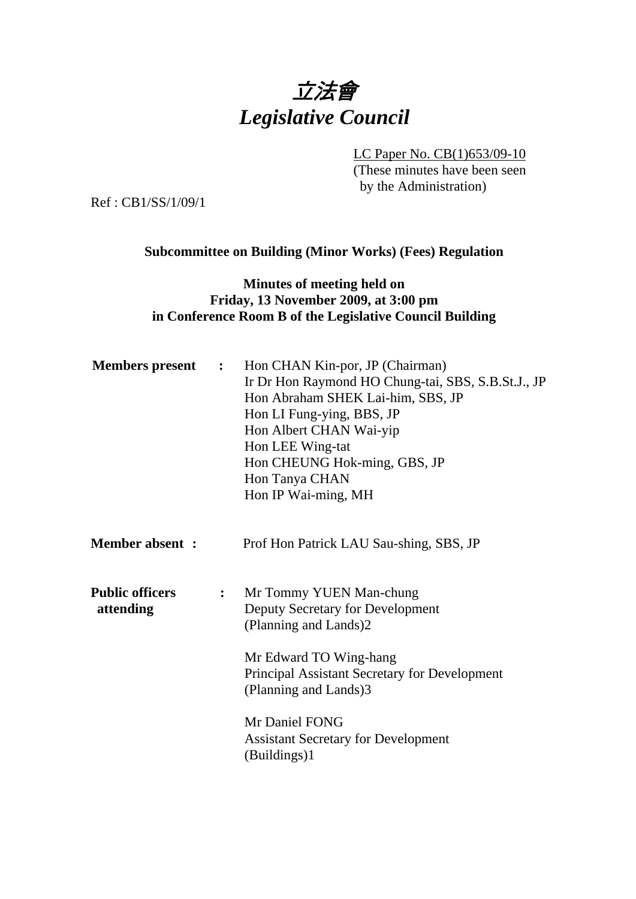# 立法會
# *Legislative Council*

LC Paper No. CB(1)653/09-10
(These minutes have been seen by the Administration)

Ref : CB1/SS/1/09/1

**Subcommittee on Building (Minor Works) (Fees) Regulation**

**Minutes of meeting held on**
**Friday, 13 November 2009, at 3:00 pm**
**in Conference Room B of the Legislative Council Building**

**Members present :**
Hon CHAN Kin-por, JP (Chairman)
Ir Dr Hon Raymond HO Chung-tai, SBS, S.B.St.J., JP
Hon Abraham SHEK Lai-him, SBS, JP
Hon LI Fung-ying, BBS, JP
Hon Albert CHAN Wai-yip
Hon LEE Wing-tat
Hon CHEUNG Hok-ming, GBS, JP
Hon Tanya CHAN
Hon IP Wai-ming, MH

**Member absent :**
Prof Hon Patrick LAU Sau-shing, SBS, JP

**Public officers attending :**
Mr Tommy YUEN Man-chung
Deputy Secretary for Development
(Planning and Lands)2

Mr Edward TO Wing-hang
Principal Assistant Secretary for Development
(Planning and Lands)3

Mr Daniel FONG
Assistant Secretary for Development
(Buildings)1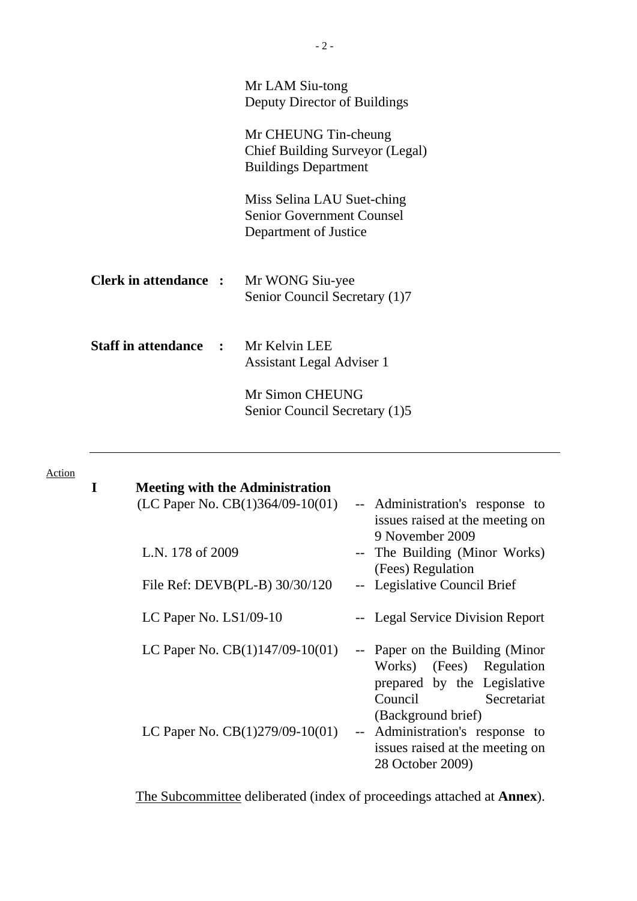Mr LAM Siu-tong
Deputy Director of Buildings

Mr CHEUNG Tin-cheung
Chief Building Surveyor (Legal)
Buildings Department

Miss Selina LAU Suet-ching
Senior Government Counsel
Department of Justice

**Clerk in attendance :** Mr WONG Siu-yee
Senior Council Secretary (1)7

**Staff in attendance :** Mr Kelvin LEE
Assistant Legal Adviser 1

Mr Simon CHEUNG
Senior Council Secretary (1)5

---

Action

**I Meeting with the Administration**

| | | |
|---|---|---|
| (LC Paper No. CB(1)364/09-10(01) | -- | Administration's response to issues raised at the meeting on 9 November 2009 |
| L.N. 178 of 2009 | -- | The Building (Minor Works) (Fees) Regulation |
| File Ref: DEVB(PL-B) 30/30/120 | -- | Legislative Council Brief |
| LC Paper No. LS1/09-10 | -- | Legal Service Division Report |
| LC Paper No. CB(1)147/09-10(01) | -- | Paper on the Building (Minor Works) (Fees) Regulation prepared by the Legislative Council Secretariat (Background brief) |
| LC Paper No. CB(1)279/09-10(01) | -- | Administration's response to issues raised at the meeting on 28 October 2009) |

The Subcommittee deliberated (index of proceedings attached at **Annex**).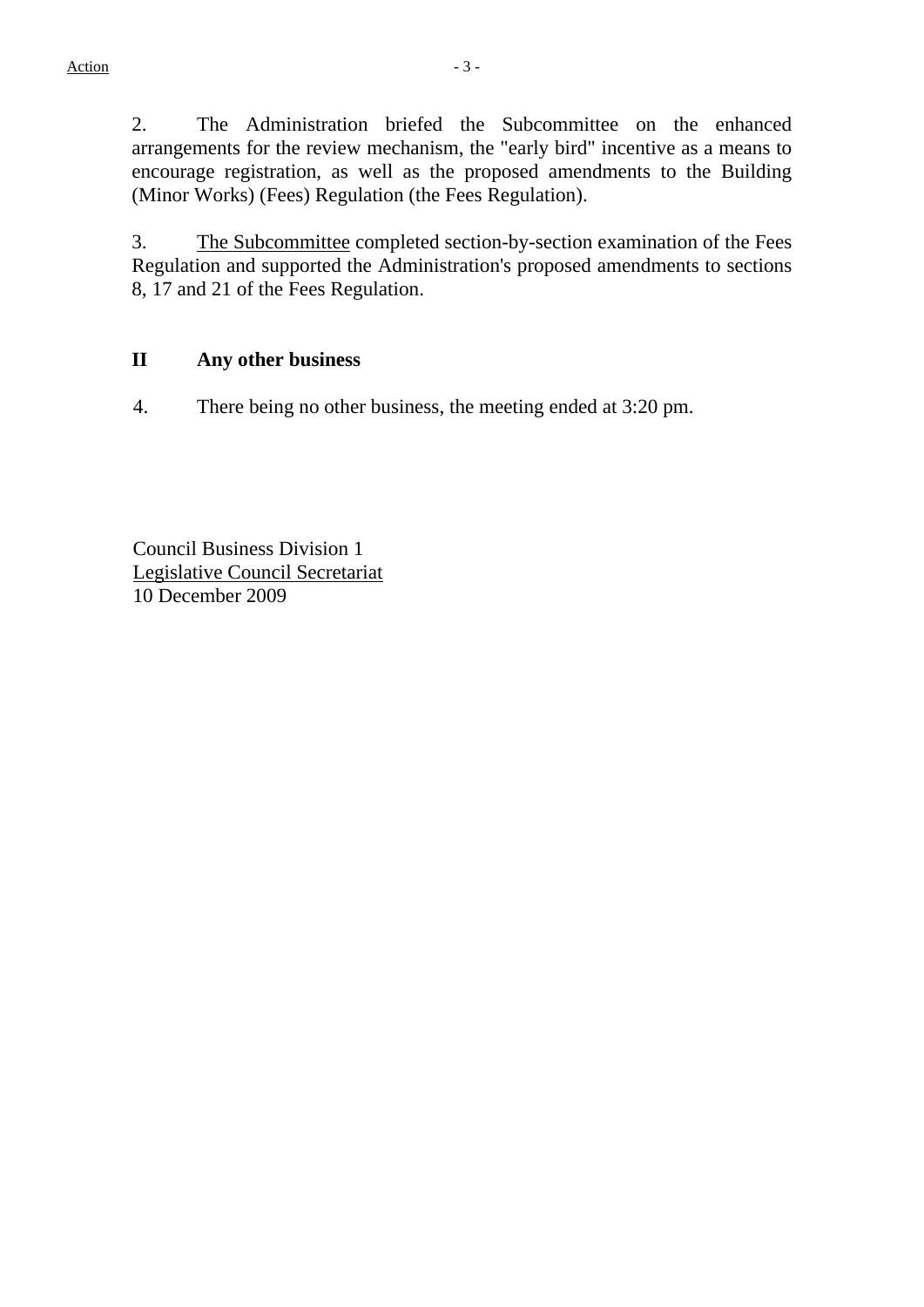2. The Administration briefed the Subcommittee on the enhanced arrangements for the review mechanism, the "early bird" incentive as a means to encourage registration, as well as the proposed amendments to the Building (Minor Works) (Fees) Regulation (the Fees Regulation).

3. The Subcommittee completed section-by-section examination of the Fees Regulation and supported the Administration's proposed amendments to sections 8, 17 and 21 of the Fees Regulation.

## II Any other business

4. There being no other business, the meeting ended at 3:20 pm.

Council Business Division 1
Legislative Council Secretariat
10 December 2009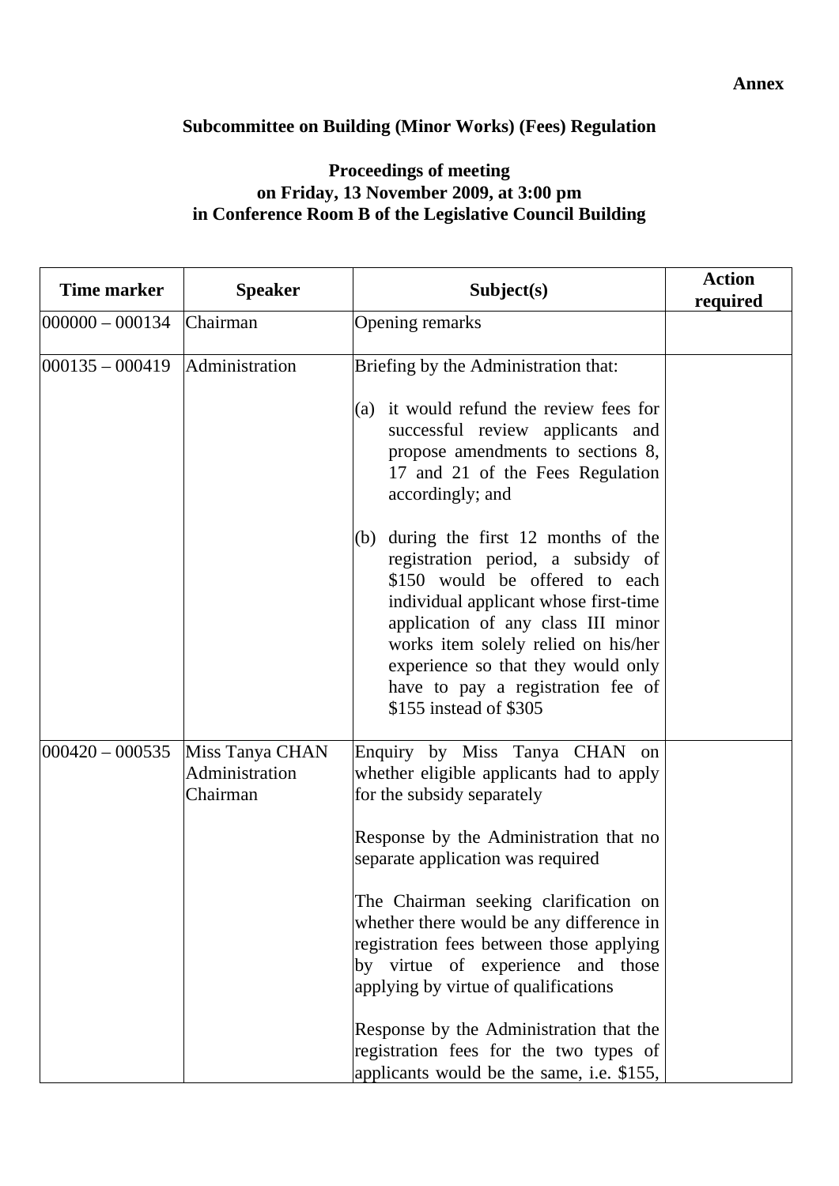**Annex**

**Subcommittee on Building (Minor Works) (Fees) Regulation**

**Proceedings of meeting on Friday, 13 November 2009, at 3:00 pm in Conference Room B of the Legislative Council Building**

| Time marker | Speaker | Subject(s) | Action required |
|---|---|---|---|
| 000000 – 000134 | Chairman | Opening remarks | |
| 000135 – 000419 | Administration | Briefing by the Administration that:<br><br>(a) it would refund the review fees for successful review applicants and propose amendments to sections 8, 17 and 21 of the Fees Regulation accordingly; and<br><br>(b) during the first 12 months of the registration period, a subsidy of $150 would be offered to each individual applicant whose first-time application of any class III minor works item solely relied on his/her experience so that they would only have to pay a registration fee of $155 instead of $305 | |
| 000420 – 000535 | Miss Tanya CHAN<br>Administration<br>Chairman | Enquiry by Miss Tanya CHAN on whether eligible applicants had to apply for the subsidy separately<br><br>Response by the Administration that no separate application was required<br><br>The Chairman seeking clarification on whether there would be any difference in registration fees between those applying by virtue of experience and those applying by virtue of qualifications<br><br>Response by the Administration that the registration fees for the two types of applicants would be the same, i.e. $155, | |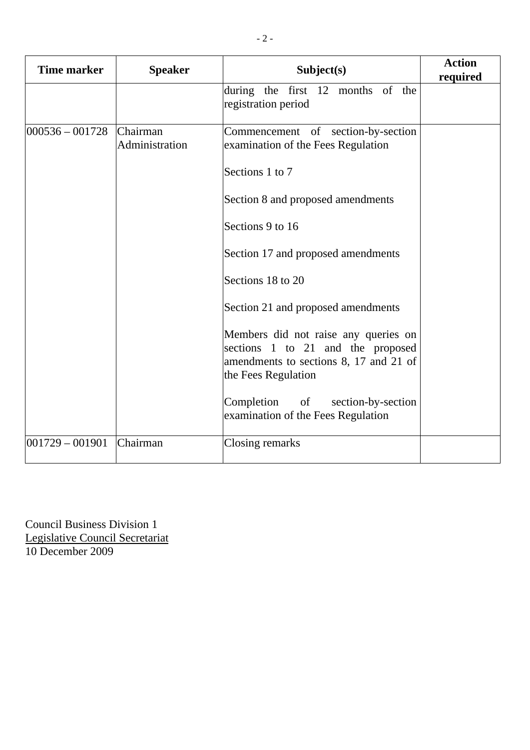| Time marker | Speaker | Subject(s) | Action required |
|---|---|---|---|
| | | during the first 12 months of the registration period | |
| 000536 – 001728 | Chairman<br>Administration | Commencement of section-by-section examination of the Fees Regulation<br><br>Sections 1 to 7<br><br>Section 8 and proposed amendments<br><br>Sections 9 to 16<br><br>Section 17 and proposed amendments<br><br>Sections 18 to 20<br><br>Section 21 and proposed amendments<br><br>Members did not raise any queries on sections 1 to 21 and the proposed amendments to sections 8, 17 and 21 of the Fees Regulation<br><br>Completion of section-by-section examination of the Fees Regulation | |
| 001729 – 001901 | Chairman | Closing remarks | |

Council Business Division 1
Legislative Council Secretariat
10 December 2009